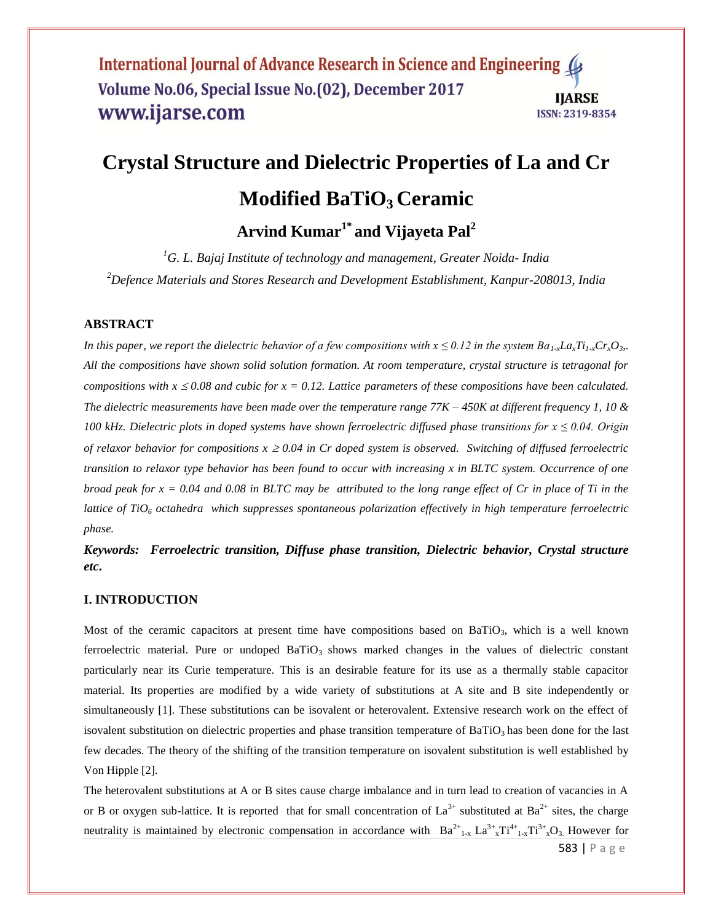# Crystal Structure and Dielectric Properties of La and Cr Modified $BaTiO_3$ Ceramic

**Arvind Kumar[1*] and Vijayeta Pal[2]**

[1]*G. L. Bajaj Institute of technology and management, Greater Noida- India*

[2]*Defence Materials and Stores Research and Development Establishment, Kanpur-208013, India*

## ABSTRACT

*In this paper, we report the dielectric behavior of a few compositions with $x \leq 0.12$ in the system $Ba_{1-x}La_xTi_{1-x}Cr_xO_3$,. All the compositions have shown solid solution formation. At room temperature, crystal structure is tetragonal for compositions with $x \leq 0.08$ and cubic for $x = 0.12$. Lattice parameters of these compositions have been calculated. The dielectric measurements have been made over the temperature range 77K – 450K at different frequency 1, 10 & 100 kHz. Dielectric plots in doped systems have shown ferroelectric diffused phase transitions for $x \leq 0.04$. Origin of relaxor behavior for compositions $x \geq 0.04$ in Cr doped system is observed. Switching of diffused ferroelectric transition to relaxor type behavior has been found to occur with increasing x in BLTC system. Occurrence of one broad peak for $x = 0.04$ and 0.08 in BLTC may be attributed to the long range effect of Cr in place of Ti in the lattice of $TiO_6$ octahedra which suppresses spontaneous polarization effectively in high temperature ferroelectric phase.*

***Keywords:* *Ferroelectric transition, Diffuse phase transition, Dielectric behavior, Crystal structure etc*.**

## I. INTRODUCTION

Most of the ceramic capacitors at present time have compositions based on $BaTiO_3$, which is a well known ferroelectric material. Pure or undoped $BaTiO_3$ shows marked changes in the values of dielectric constant particularly near its Curie temperature. This is an desirable feature for its use as a thermally stable capacitor material. Its properties are modified by a wide variety of substitutions at A site and B site independently or simultaneously [1]. These substitutions can be isovalent or heterovalent. Extensive research work on the effect of isovalent substitution on dielectric properties and phase transition temperature of $BaTiO_3$ has been done for the last few decades. The theory of the shifting of the transition temperature on isovalent substitution is well established by Von Hipple [2].

The heterovalent substitutions at A or B sites cause charge imbalance and in turn lead to creation of vacancies in A or B or oxygen sub-lattice. It is reported that for small concentration of $La^{3+}$ substituted at $Ba^{2+}$ sites, the charge neutrality is maintained by electronic compensation in accordance with $Ba^{2+}_{1-x} La^{3+}_x Ti^{4+}_{1-x} Ti^{3+}_x O_3$. However for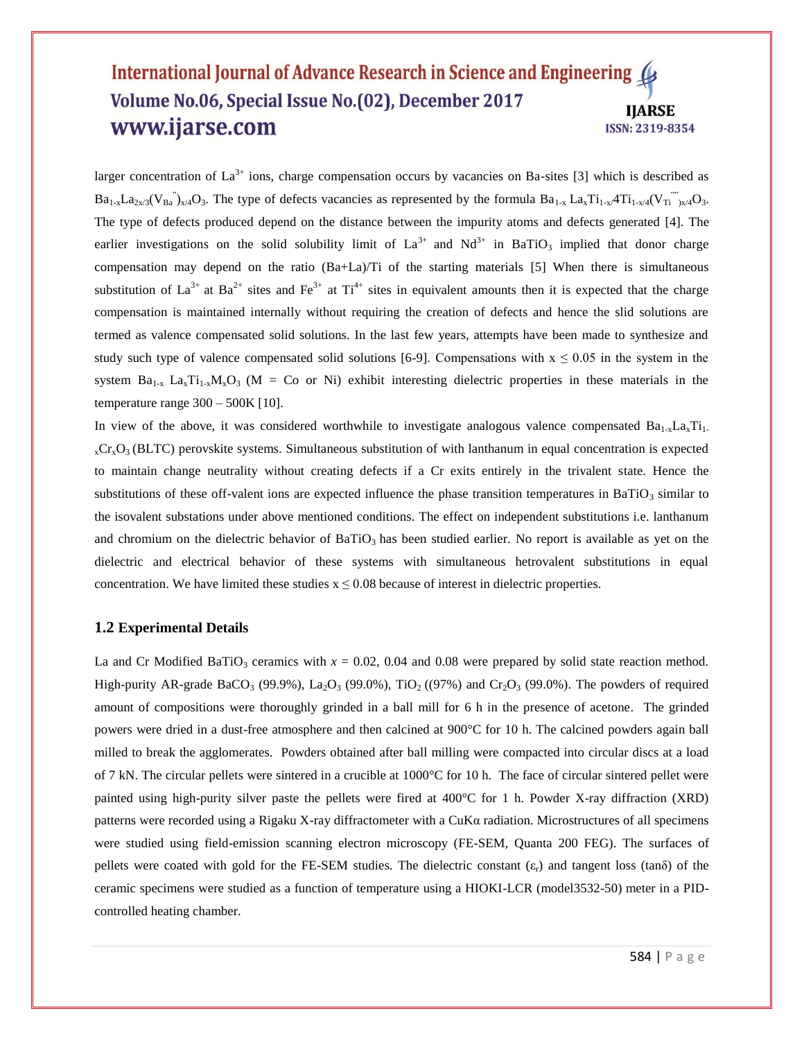larger concentration of $La^{3+}$ ions, charge compensation occurs by vacancies on Ba-sites [3] which is described as $Ba_{1-x}La_{2x/3}(V_{Ba}^{''})_{x/4}O_3$. The type of defects vacancies as represented by the formula $Ba_{1-x}$ $La_xTi_{1-x/}4Ti_{1-x/4}(V_{Ti}^{''''})_{x/4}O_3$. The type of defects produced depend on the distance between the impurity atoms and defects generated [4]. The earlier investigations on the solid solubility limit of $La^{3+}$ and $Nd^{3+}$ in $BaTiO_3$ implied that donor charge compensation may depend on the ratio (Ba+La)/Ti of the starting materials [5] When there is simultaneous substitution of $La^{3+}$ at $Ba^{2+}$ sites and $Fe^{3+}$ at $Ti^{4+}$ sites in equivalent amounts then it is expected that the charge compensation is maintained internally without requiring the creation of defects and hence the slid solutions are termed as valence compensated solid solutions. In the last few years, attempts have been made to synthesize and study such type of valence compensated solid solutions [6-9]. Compensations with $x \leq 0.05$ in the system in the system $Ba_{1-x}$ $La_xTi_{1-x}M_xO_3$ (M = Co or Ni) exhibit interesting dielectric properties in these materials in the temperature range 300 – 500K [10].

In view of the above, it was considered worthwhile to investigate analogous valence compensated $Ba_{1-x}La_xTi_{1-x}Cr_xO_3$ (BLTC) perovskite systems. Simultaneous substitution of with lanthanum in equal concentration is expected to maintain change neutrality without creating defects if a Cr exits entirely in the trivalent state. Hence the substitutions of these off-valent ions are expected influence the phase transition temperatures in $BaTiO_3$ similar to the isovalent substations under above mentioned conditions. The effect on independent substitutions i.e. lanthanum and chromium on the dielectric behavior of $BaTiO_3$ has been studied earlier. No report is available as yet on the dielectric and electrical behavior of these systems with simultaneous hetrovalent substitutions in equal concentration. We have limited these studies $x \leq 0.08$ because of interest in dielectric properties.

### 1.2 Experimental Details

La and Cr Modified $BaTiO_3$ ceramics with $x$ = 0.02, 0.04 and 0.08 were prepared by solid state reaction method. High-purity AR-grade $BaCO_3$ (99.9%), $La_2O_3$ (99.0%), $TiO_2$ ((97%) and $Cr_2O_3$ (99.0%). The powders of required amount of compositions were thoroughly grinded in a ball mill for 6 h in the presence of acetone. The grinded powers were dried in a dust-free atmosphere and then calcined at 900°C for 10 h. The calcined powders again ball milled to break the agglomerates. Powders obtained after ball milling were compacted into circular discs at a load of 7 kN. The circular pellets were sintered in a crucible at 1000°C for 10 h. The face of circular sintered pellet were painted using high-purity silver paste the pellets were fired at 400°C for 1 h. Powder X-ray diffraction (XRD) patterns were recorded using a Rigaku X-ray diffractometer with a CuKα radiation. Microstructures of all specimens were studied using field-emission scanning electron microscopy (FE-SEM, Quanta 200 FEG). The surfaces of pellets were coated with gold for the FE-SEM studies. The dielectric constant ($\varepsilon_r$) and tangent loss (tanδ) of the ceramic specimens were studied as a function of temperature using a HIOKI-LCR (model3532-50) meter in a PID-controlled heating chamber.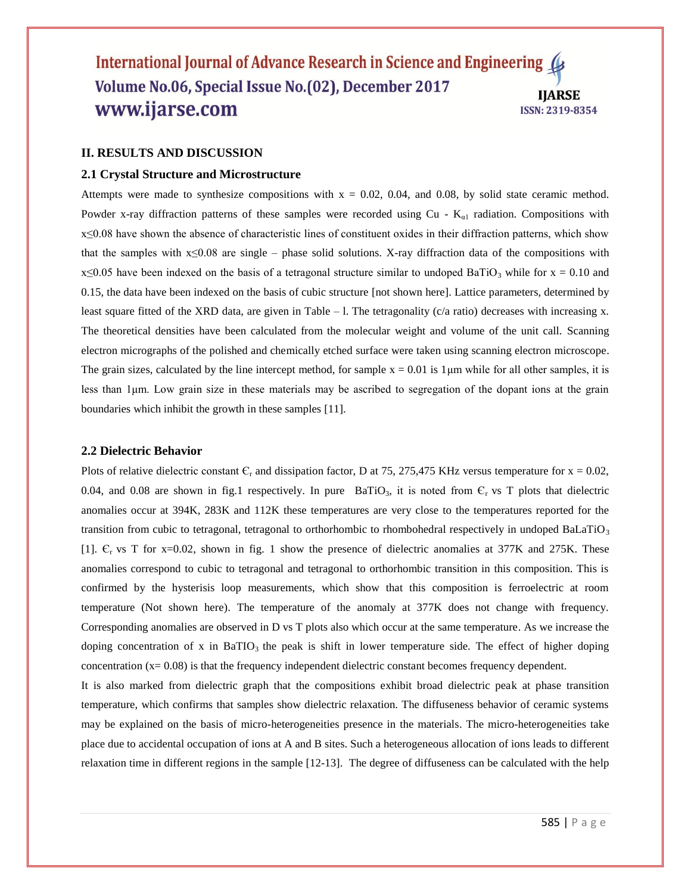## II. RESULTS AND DISCUSSION

### 2.1 Crystal Structure and Microstructure

Attempts were made to synthesize compositions with x = 0.02, 0.04, and 0.08, by solid state ceramic method. Powder x-ray diffraction patterns of these samples were recorded using Cu - $K_{\alpha 1}$ radiation. Compositions with x≤0.08 have shown the absence of characteristic lines of constituent oxides in their diffraction patterns, which show that the samples with x≤0.08 are single – phase solid solutions. X-ray diffraction data of the compositions with x≤0.05 have been indexed on the basis of a tetragonal structure similar to undoped $BaTiO_3$ while for x = 0.10 and 0.15, the data have been indexed on the basis of cubic structure [not shown here]. Lattice parameters, determined by least square fitted of the XRD data, are given in Table – l. The tetragonality (c/a ratio) decreases with increasing x. The theoretical densities have been calculated from the molecular weight and volume of the unit call. Scanning electron micrographs of the polished and chemically etched surface were taken using scanning electron microscope. The grain sizes, calculated by the line intercept method, for sample x = 0.01 is 1μm while for all other samples, it is less than 1μm. Low grain size in these materials may be ascribed to segregation of the dopant ions at the grain boundaries which inhibit the growth in these samples [11].

### 2.2 Dielectric Behavior

Plots of relative dielectric constant $\epsilon_r$ and dissipation factor, D at 75, 275,475 KHz versus temperature for x = 0.02, 0.04, and 0.08 are shown in fig.1 respectively. In pure $BaTiO_3$, it is noted from $\epsilon_r$ vs T plots that dielectric anomalies occur at 394K, 283K and 112K these temperatures are very close to the temperatures reported for the transition from cubic to tetragonal, tetragonal to orthorhombic to rhombohedral respectively in undoped $BaLaTiO_3$ [1]. $\epsilon_r$ vs T for x=0.02, shown in fig. 1 show the presence of dielectric anomalies at 377K and 275K. These anomalies correspond to cubic to tetragonal and tetragonal to orthorhombic transition in this composition. This is confirmed by the hysterisis loop measurements, which show that this composition is ferroelectric at room temperature (Not shown here). The temperature of the anomaly at 377K does not change with frequency. Corresponding anomalies are observed in D vs T plots also which occur at the same temperature. As we increase the doping concentration of x in $BaTIO_3$ the peak is shift in lower temperature side. The effect of higher doping concentration (x= 0.08) is that the frequency independent dielectric constant becomes frequency dependent.

It is also marked from dielectric graph that the compositions exhibit broad dielectric peak at phase transition temperature, which confirms that samples show dielectric relaxation. The diffuseness behavior of ceramic systems may be explained on the basis of micro-heterogeneities presence in the materials. The micro-heterogeneities take place due to accidental occupation of ions at A and B sites. Such a heterogeneous allocation of ions leads to different relaxation time in different regions in the sample [12-13]. The degree of diffuseness can be calculated with the help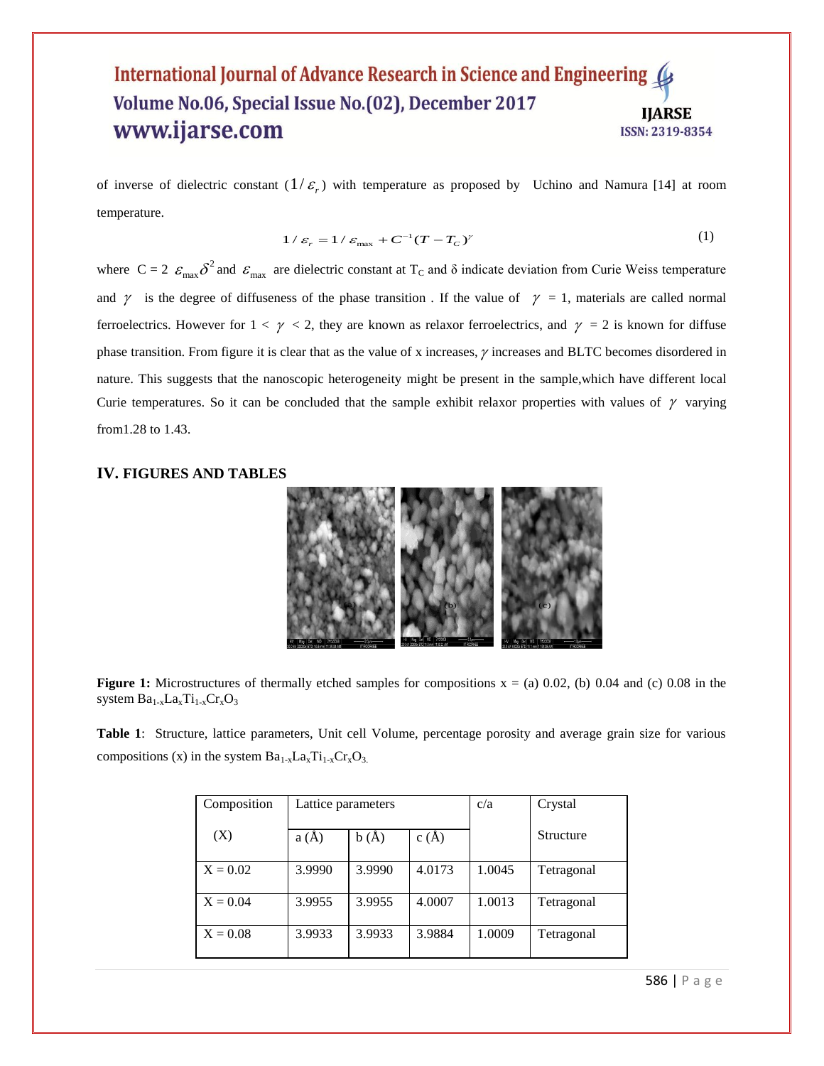of inverse of dielectric constant $(1/\varepsilon_r)$ with temperature as proposed by Uchino and Namura [14] at room temperature.

$$1/\varepsilon_r = 1/\varepsilon_{\max} + C^{-1}(T - T_C)^{\gamma} \tag{1}$$

where $C = 2\ \varepsilon_{\max}\delta^2$ and $\varepsilon_{\max}$ are dielectric constant at $T_C$ and δ indicate deviation from Curie Weiss temperature and $\gamma$ is the degree of diffuseness of the phase transition . If the value of $\gamma$ = 1, materials are called normal ferroelectrics. However for $1 < \gamma < 2$, they are known as relaxor ferroelectrics, and $\gamma$ = 2 is known for diffuse phase transition. From figure it is clear that as the value of x increases, $\gamma$ increases and BLTC becomes disordered in nature. This suggests that the nanoscopic heterogeneity might be present in the sample,which have different local Curie temperatures. So it can be concluded that the sample exhibit relaxor properties with values of $\gamma$ varying from1.28 to 1.43.

## IV. FIGURES AND TABLES

**Figure 1:** Microstructures of thermally etched samples for compositions x = (a) 0.02, (b) 0.04 and (c) 0.08 in the system $Ba_{1-x}La_xTi_{1-x}Cr_xO_3$

**Table 1**: Structure, lattice parameters, Unit cell Volume, percentage porosity and average grain size for various compositions (x) in the system $Ba_{1-x}La_xTi_{1-x}Cr_xO_3$.

| Composition (X) | Lattice parameters | | | c/a | Crystal Structure |
|---|---|---|---|---|---|
| | a (Å) | b (Å) | c (Å) | | |
| X = 0.02 | 3.9990 | 3.9990 | 4.0173 | 1.0045 | Tetragonal |
| X = 0.04 | 3.9955 | 3.9955 | 4.0007 | 1.0013 | Tetragonal |
| X = 0.08 | 3.9933 | 3.9933 | 3.9884 | 1.0009 | Tetragonal |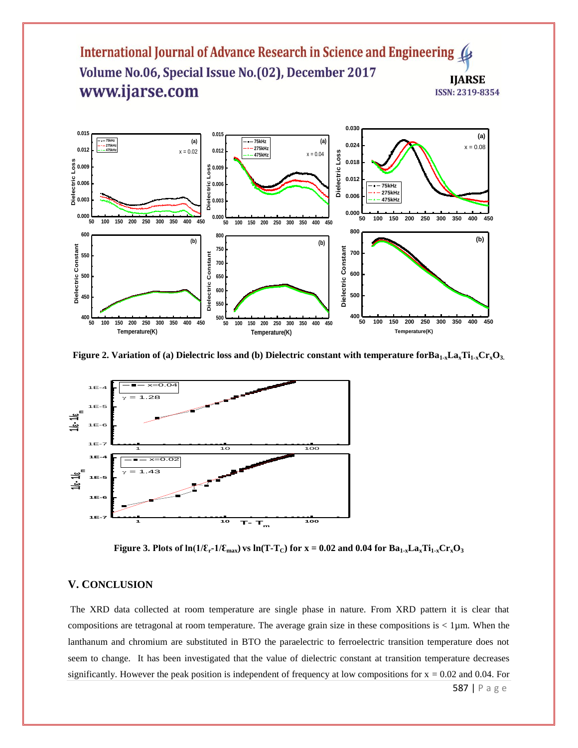**Figure 2. Variation of (a) Dielectric loss and (b) Dielectric constant with temperature for $Ba_{1-x}La_xTi_{1-x}Cr_xO_3$.**

**Figure 3. Plots of $\ln(1/\varepsilon_r - 1/\varepsilon_{max})$ vs $\ln(T-T_C)$ for x = 0.02 and 0.04 for $Ba_{1-x}La_xTi_{1-x}Cr_xO_3$**

## V. CONCLUSION

The XRD data collected at room temperature are single phase in nature. From XRD pattern it is clear that compositions are tetragonal at room temperature. The average grain size in these compositions is < 1μm. When the lanthanum and chromium are substituted in BTO the paraelectric to ferroelectric transition temperature does not seem to change. It has been investigated that the value of dielectric constant at transition temperature decreases significantly. However the peak position is independent of frequency at low compositions for x = 0.02 and 0.04. For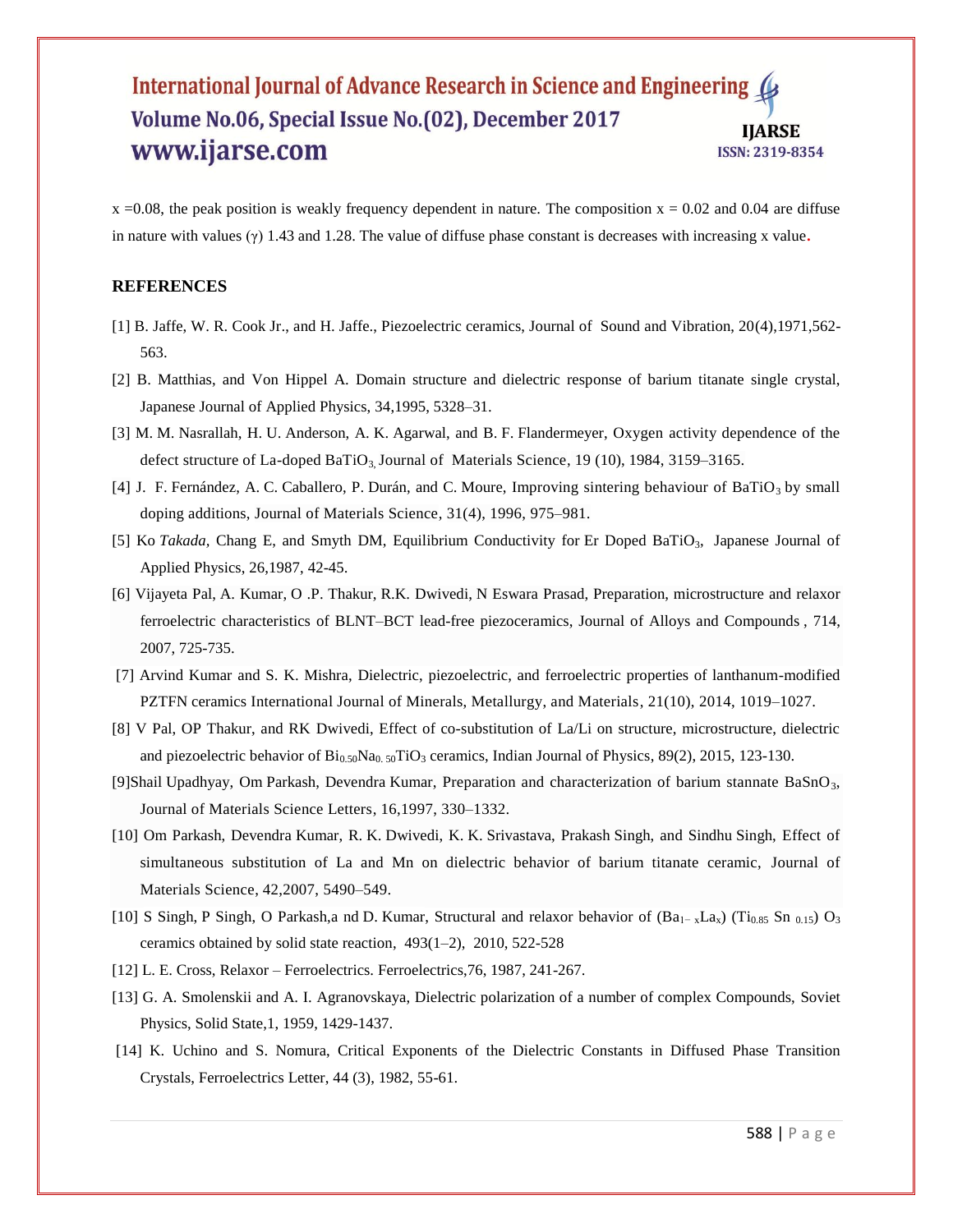x =0.08, the peak position is weakly frequency dependent in nature. The composition x = 0.02 and 0.04 are diffuse in nature with values (γ) 1.43 and 1.28. The value of diffuse phase constant is decreases with increasing x value.

## REFERENCES

[1] B. Jaffe, W. R. Cook Jr., and H. Jaffe., Piezoelectric ceramics, Journal of Sound and Vibration, 20(4),1971,562-563.

[2] B. Matthias, and Von Hippel A. Domain structure and dielectric response of barium titanate single crystal, Japanese Journal of Applied Physics, 34,1995, 5328–31.

[3] M. M. Nasrallah, H. U. Anderson, A. K. Agarwal, and B. F. Flandermeyer, Oxygen activity dependence of the defect structure of La-doped $BaTiO_3$, Journal of Materials Science, 19 (10), 1984, 3159–3165.

[4] J. F. Fernández, A. C. Caballero, P. Durán, and C. Moure, Improving sintering behaviour of $BaTiO_3$ by small doping additions, Journal of Materials Science, 31(4), 1996, 975–981.

[5] Ko *Takada*, Chang E, and Smyth DM, Equilibrium Conductivity for Er Doped $BaTiO_3$, Japanese Journal of Applied Physics, 26,1987, 42-45.

[6] Vijayeta Pal, A. Kumar, O .P. Thakur, R.K. Dwivedi, N Eswara Prasad, Preparation, microstructure and relaxor ferroelectric characteristics of BLNT–BCT lead-free piezoceramics, Journal of Alloys and Compounds , 714, 2007, 725-735.

[7] Arvind Kumar and S. K. Mishra, Dielectric, piezoelectric, and ferroelectric properties of lanthanum-modified PZTFN ceramics International Journal of Minerals, Metallurgy, and Materials, 21(10), 2014, 1019–1027.

[8] V Pal, OP Thakur, and RK Dwivedi, Effect of co-substitution of La/Li on structure, microstructure, dielectric and piezoelectric behavior of $Bi_{0.50}Na_{0.50}TiO_3$ ceramics, Indian Journal of Physics, 89(2), 2015, 123-130.

[9]Shail Upadhyay, Om Parkash, Devendra Kumar, Preparation and characterization of barium stannate $BaSnO_3$, Journal of Materials Science Letters, 16,1997, 330–1332.

[10] Om Parkash, Devendra Kumar, R. K. Dwivedi, K. K. Srivastava, Prakash Singh, and Sindhu Singh, Effect of simultaneous substitution of La and Mn on dielectric behavior of barium titanate ceramic, Journal of Materials Science, 42,2007, 5490–549.

[10] S Singh, P Singh, O Parkash,a nd D. Kumar, Structural and relaxor behavior of $(Ba_{1-x}La_x)(Ti_{0.85}Sn_{0.15})O_3$ ceramics obtained by solid state reaction, 493(1–2), 2010, 522-528

[12] L. E. Cross, Relaxor – Ferroelectrics. Ferroelectrics,76, 1987, 241-267.

[13] G. A. Smolenskii and A. I. Agranovskaya, Dielectric polarization of a number of complex Compounds, Soviet Physics, Solid State,1, 1959, 1429-1437.

[14] K. Uchino and S. Nomura, Critical Exponents of the Dielectric Constants in Diffused Phase Transition Crystals, Ferroelectrics Letter, 44 (3), 1982, 55-61.